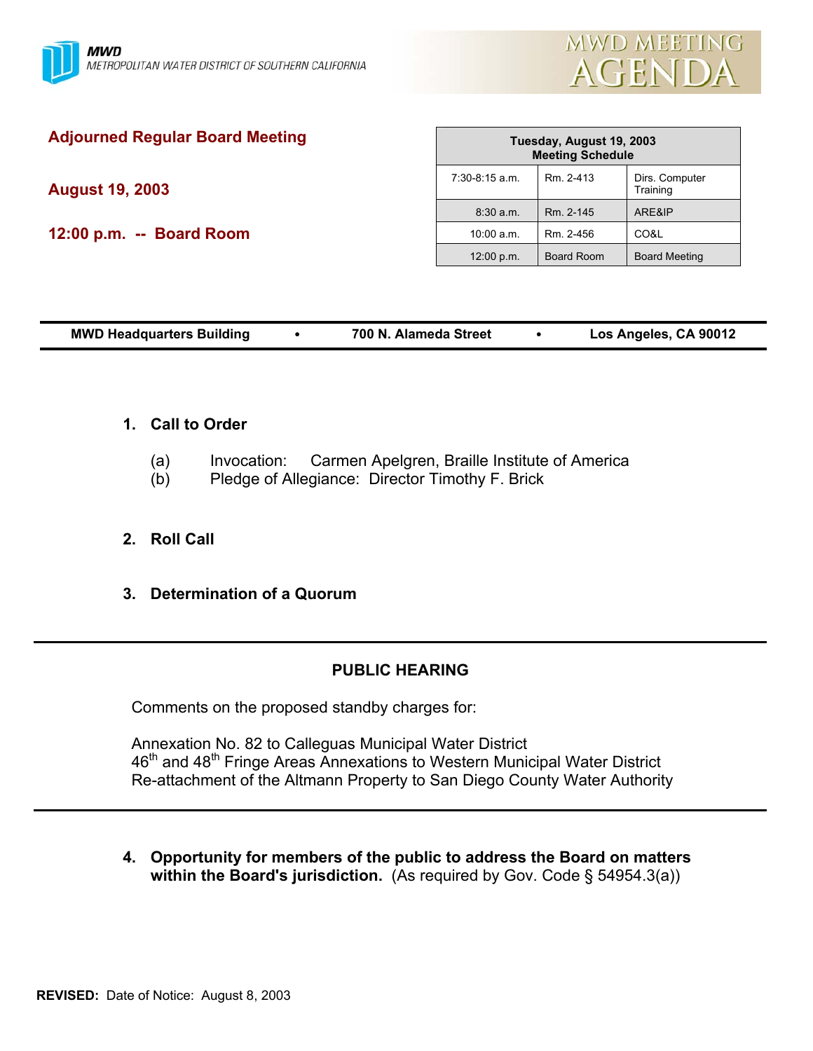MWD
METROPOLITAN WATER DISTRICT OF SOUTHERN CALIFORNIA

# MWD MEETING AGENDA

## Adjourned Regular Board Meeting

**August 19, 2003**

**12:00 p.m. -- Board Room**

| Tuesday, August 19, 2003 Meeting Schedule | | |
|---|---|---|
| 7:30-8:15 a.m. | Rm. 2-413 | Dirs. Computer Training |
| 8:30 a.m. | Rm. 2-145 | ARE&IP |
| 10:00 a.m. | Rm. 2-456 | CO&L |
| 12:00 p.m. | Board Room | Board Meeting |

**MWD Headquarters Building • 700 N. Alameda Street • Los Angeles, CA 90012**

### 1. Call to Order

(a) Invocation: Carmen Apelgren, Braille Institute of America
(b) Pledge of Allegiance: Director Timothy F. Brick

### 2. Roll Call

### 3. Determination of a Quorum

---

**PUBLIC HEARING**

Comments on the proposed standby charges for:

Annexation No. 82 to Calleguas Municipal Water District
46th and 48th Fringe Areas Annexations to Western Municipal Water District
Re-attachment of the Altmann Property to San Diego County Water Authority

---

### 4. Opportunity for members of the public to address the Board on matters within the Board's jurisdiction. (As required by Gov. Code § 54954.3(a))

**REVISED:** Date of Notice: August 8, 2003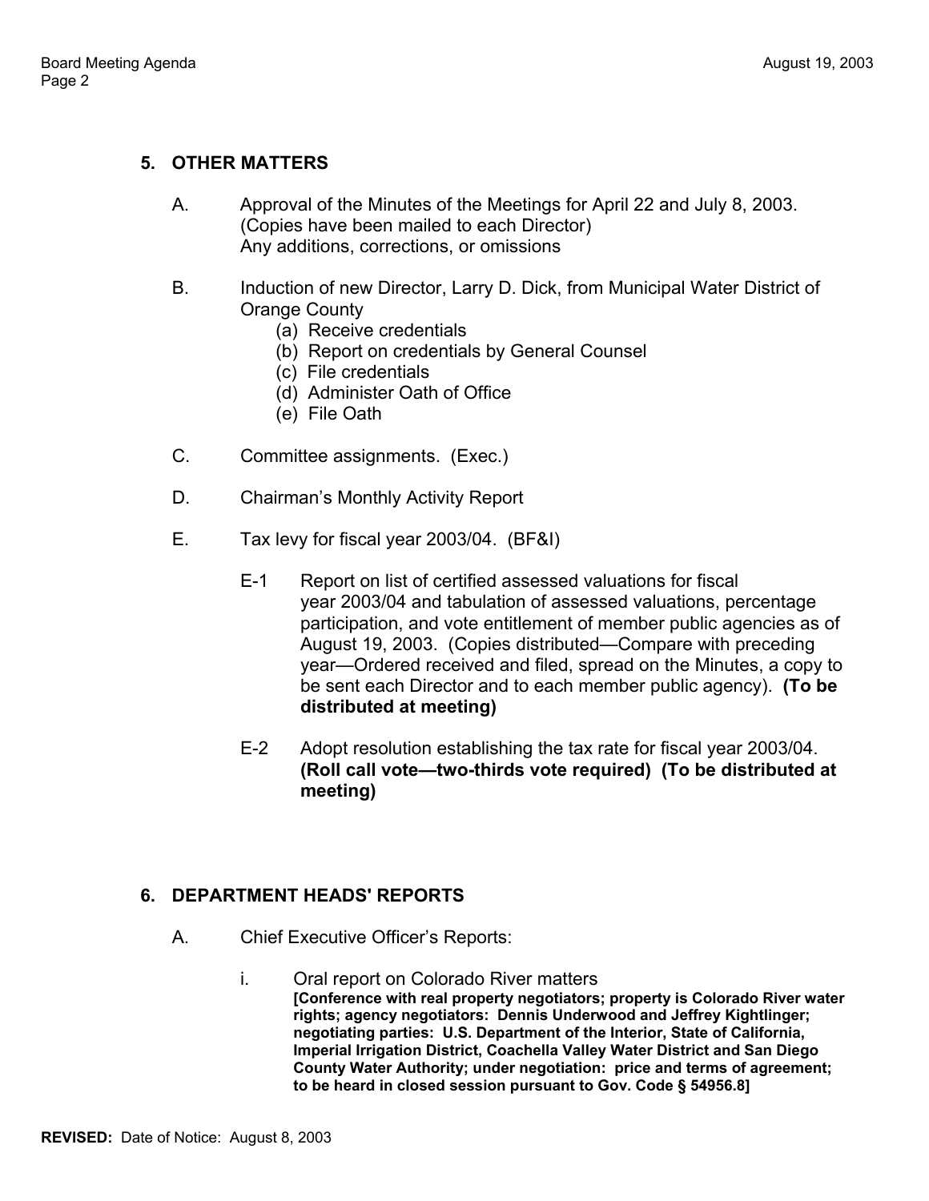## 5. OTHER MATTERS

A. Approval of the Minutes of the Meetings for April 22 and July 8, 2003. (Copies have been mailed to each Director)
Any additions, corrections, or omissions

B. Induction of new Director, Larry D. Dick, from Municipal Water District of Orange County
   (a) Receive credentials
   (b) Report on credentials by General Counsel
   (c) File credentials
   (d) Administer Oath of Office
   (e) File Oath

C. Committee assignments. (Exec.)

D. Chairman's Monthly Activity Report

E. Tax levy for fiscal year 2003/04. (BF&I)

   E-1 Report on list of certified assessed valuations for fiscal year 2003/04 and tabulation of assessed valuations, percentage participation, and vote entitlement of member public agencies as of August 19, 2003. (Copies distributed—Compare with preceding year—Ordered received and filed, spread on the Minutes, a copy to be sent each Director and to each member public agency). **(To be distributed at meeting)**

   E-2 Adopt resolution establishing the tax rate for fiscal year 2003/04. **(Roll call vote—two-thirds vote required) (To be distributed at meeting)**

## 6. DEPARTMENT HEADS' REPORTS

A. Chief Executive Officer's Reports:

   i. Oral report on Colorado River matters
   **[Conference with real property negotiators; property is Colorado River water rights; agency negotiators: Dennis Underwood and Jeffrey Kightlinger; negotiating parties: U.S. Department of the Interior, State of California, Imperial Irrigation District, Coachella Valley Water District and San Diego County Water Authority; under negotiation: price and terms of agreement; to be heard in closed session pursuant to Gov. Code § 54956.8]**

**REVISED:** Date of Notice: August 8, 2003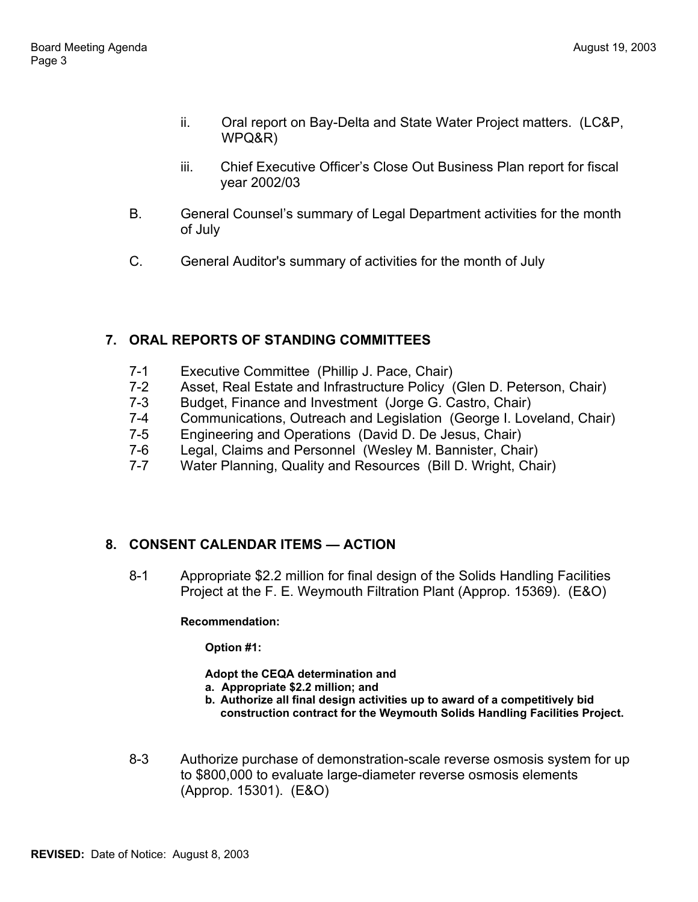ii. Oral report on Bay-Delta and State Water Project matters. (LC&P, WPQ&R)

iii. Chief Executive Officer's Close Out Business Plan report for fiscal year 2002/03

B. General Counsel's summary of Legal Department activities for the month of July

C. General Auditor's summary of activities for the month of July

## 7. ORAL REPORTS OF STANDING COMMITTEES

7-1 Executive Committee (Phillip J. Pace, Chair)
7-2 Asset, Real Estate and Infrastructure Policy (Glen D. Peterson, Chair)
7-3 Budget, Finance and Investment (Jorge G. Castro, Chair)
7-4 Communications, Outreach and Legislation (George I. Loveland, Chair)
7-5 Engineering and Operations (David D. De Jesus, Chair)
7-6 Legal, Claims and Personnel (Wesley M. Bannister, Chair)
7-7 Water Planning, Quality and Resources (Bill D. Wright, Chair)

## 8. CONSENT CALENDAR ITEMS — ACTION

8-1 Appropriate $2.2 million for final design of the Solids Handling Facilities Project at the F. E. Weymouth Filtration Plant (Approp. 15369). (E&O)

**Recommendation:**

**Option #1:**

**Adopt the CEQA determination and**
**a. Appropriate $2.2 million; and**
**b. Authorize all final design activities up to award of a competitively bid construction contract for the Weymouth Solids Handling Facilities Project.**

8-3 Authorize purchase of demonstration-scale reverse osmosis system for up to $800,000 to evaluate large-diameter reverse osmosis elements (Approp. 15301). (E&O)

**REVISED:** Date of Notice: August 8, 2003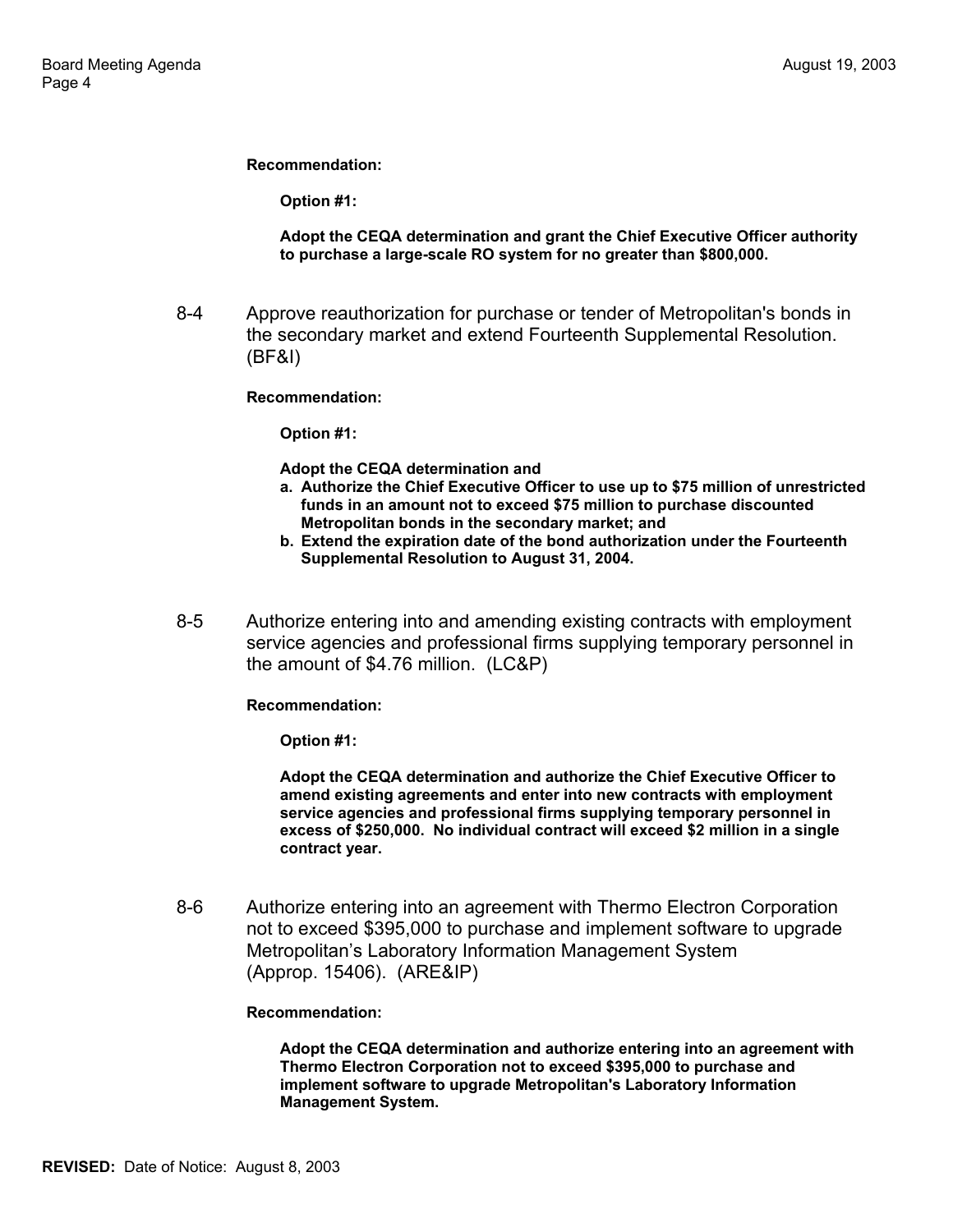**Recommendation:**

**Option #1:**

**Adopt the CEQA determination and grant the Chief Executive Officer authority to purchase a large-scale RO system for no greater than $800,000.**

8-4 Approve reauthorization for purchase or tender of Metropolitan's bonds in the secondary market and extend Fourteenth Supplemental Resolution. (BF&I)

**Recommendation:**

**Option #1:**

**Adopt the CEQA determination and**

**a. Authorize the Chief Executive Officer to use up to $75 million of unrestricted funds in an amount not to exceed $75 million to purchase discounted Metropolitan bonds in the secondary market; and**

**b. Extend the expiration date of the bond authorization under the Fourteenth Supplemental Resolution to August 31, 2004.**

8-5 Authorize entering into and amending existing contracts with employment service agencies and professional firms supplying temporary personnel in the amount of $4.76 million. (LC&P)

**Recommendation:**

**Option #1:**

**Adopt the CEQA determination and authorize the Chief Executive Officer to amend existing agreements and enter into new contracts with employment service agencies and professional firms supplying temporary personnel in excess of $250,000. No individual contract will exceed $2 million in a single contract year.**

8-6 Authorize entering into an agreement with Thermo Electron Corporation not to exceed $395,000 to purchase and implement software to upgrade Metropolitan's Laboratory Information Management System (Approp. 15406). (ARE&IP)

**Recommendation:**

**Adopt the CEQA determination and authorize entering into an agreement with Thermo Electron Corporation not to exceed $395,000 to purchase and implement software to upgrade Metropolitan's Laboratory Information Management System.**

**REVISED:** Date of Notice: August 8, 2003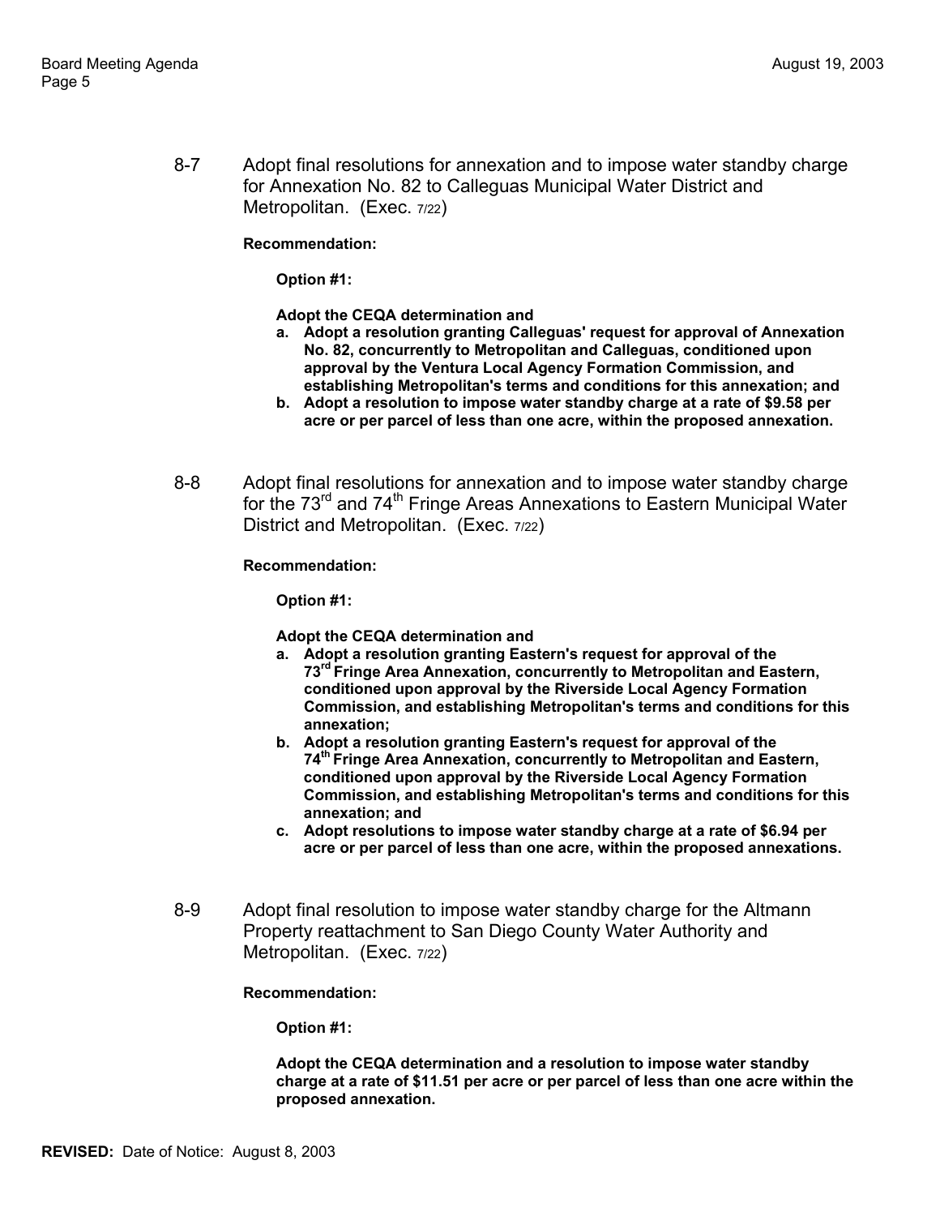8-7 Adopt final resolutions for annexation and to impose water standby charge for Annexation No. 82 to Calleguas Municipal Water District and Metropolitan. (Exec. 7/22)

**Recommendation:**

**Option #1:**

**Adopt the CEQA determination and**

- **a. Adopt a resolution granting Calleguas' request for approval of Annexation No. 82, concurrently to Metropolitan and Calleguas, conditioned upon approval by the Ventura Local Agency Formation Commission, and establishing Metropolitan's terms and conditions for this annexation; and**
- **b. Adopt a resolution to impose water standby charge at a rate of $9.58 per acre or per parcel of less than one acre, within the proposed annexation.**

8-8 Adopt final resolutions for annexation and to impose water standby charge for the 73rd and 74th Fringe Areas Annexations to Eastern Municipal Water District and Metropolitan. (Exec. 7/22)

**Recommendation:**

**Option #1:**

**Adopt the CEQA determination and**

- **a. Adopt a resolution granting Eastern's request for approval of the 73rd Fringe Area Annexation, concurrently to Metropolitan and Eastern, conditioned upon approval by the Riverside Local Agency Formation Commission, and establishing Metropolitan's terms and conditions for this annexation;**
- **b. Adopt a resolution granting Eastern's request for approval of the 74th Fringe Area Annexation, concurrently to Metropolitan and Eastern, conditioned upon approval by the Riverside Local Agency Formation Commission, and establishing Metropolitan's terms and conditions for this annexation; and**
- **c. Adopt resolutions to impose water standby charge at a rate of $6.94 per acre or per parcel of less than one acre, within the proposed annexations.**

8-9 Adopt final resolution to impose water standby charge for the Altmann Property reattachment to San Diego County Water Authority and Metropolitan. (Exec. 7/22)

**Recommendation:**

**Option #1:**

**Adopt the CEQA determination and a resolution to impose water standby charge at a rate of $11.51 per acre or per parcel of less than one acre within the proposed annexation.**

**REVISED:** Date of Notice: August 8, 2003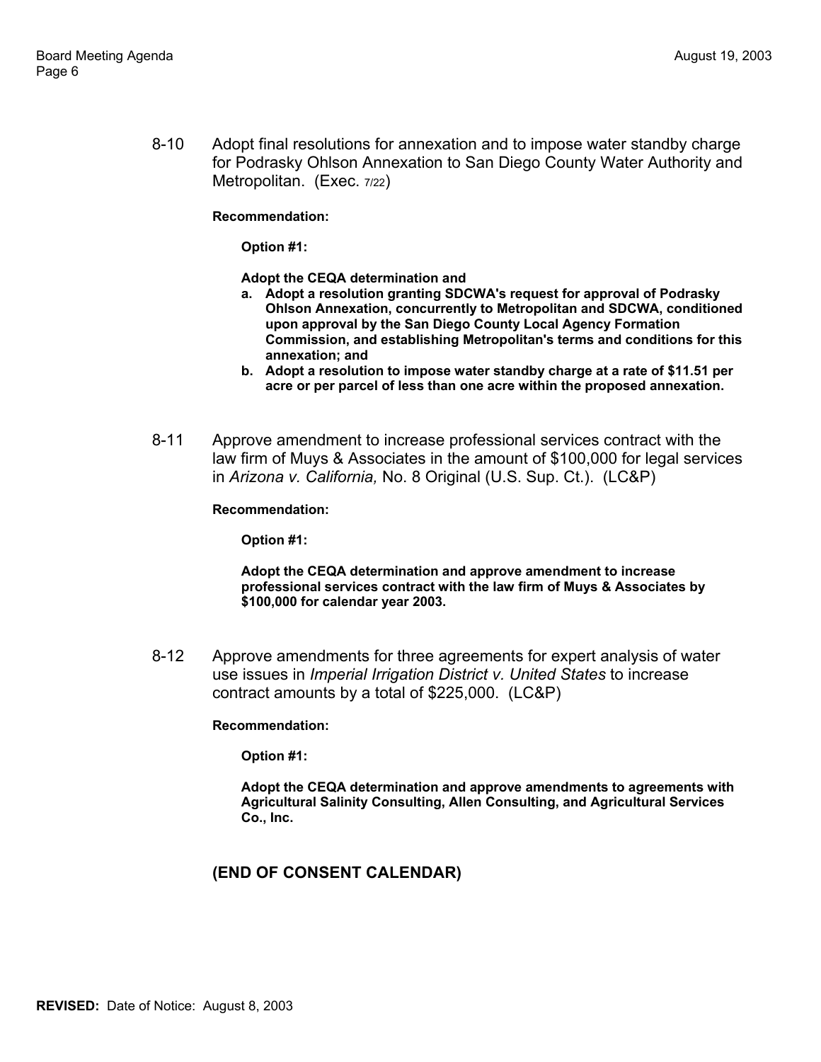8-10 Adopt final resolutions for annexation and to impose water standby charge for Podrasky Ohlson Annexation to San Diego County Water Authority and Metropolitan. (Exec. 7/22)

**Recommendation:**

**Option #1:**

**Adopt the CEQA determination and**

**a. Adopt a resolution granting SDCWA's request for approval of Podrasky Ohlson Annexation, concurrently to Metropolitan and SDCWA, conditioned upon approval by the San Diego County Local Agency Formation Commission, and establishing Metropolitan's terms and conditions for this annexation; and**

**b. Adopt a resolution to impose water standby charge at a rate of $11.51 per acre or per parcel of less than one acre within the proposed annexation.**

8-11 Approve amendment to increase professional services contract with the law firm of Muys & Associates in the amount of $100,000 for legal services in *Arizona v. California,* No. 8 Original (U.S. Sup. Ct.). (LC&P)

**Recommendation:**

**Option #1:**

**Adopt the CEQA determination and approve amendment to increase professional services contract with the law firm of Muys & Associates by $100,000 for calendar year 2003.**

8-12 Approve amendments for three agreements for expert analysis of water use issues in *Imperial Irrigation District v. United States* to increase contract amounts by a total of $225,000. (LC&P)

**Recommendation:**

**Option #1:**

**Adopt the CEQA determination and approve amendments to agreements with Agricultural Salinity Consulting, Allen Consulting, and Agricultural Services Co., Inc.**

**(END OF CONSENT CALENDAR)**

**REVISED:** Date of Notice: August 8, 2003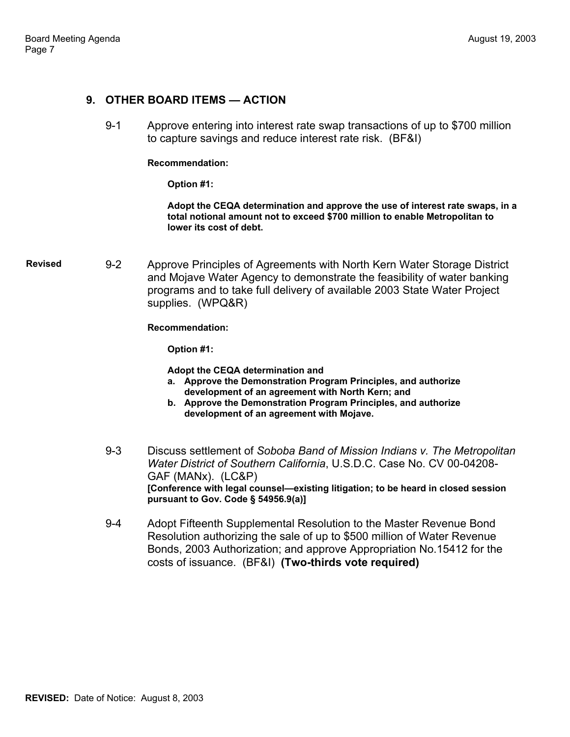## 9. OTHER BOARD ITEMS — ACTION

9-1 Approve entering into interest rate swap transactions of up to $700 million to capture savings and reduce interest rate risk. (BF&I)

**Recommendation:**

**Option #1:**

**Adopt the CEQA determination and approve the use of interest rate swaps, in a total notional amount not to exceed $700 million to enable Metropolitan to lower its cost of debt.**

**Revised** 9-2 Approve Principles of Agreements with North Kern Water Storage District and Mojave Water Agency to demonstrate the feasibility of water banking programs and to take full delivery of available 2003 State Water Project supplies. (WPQ&R)

**Recommendation:**

**Option #1:**

**Adopt the CEQA determination and**

**a. Approve the Demonstration Program Principles, and authorize development of an agreement with North Kern; and**

**b. Approve the Demonstration Program Principles, and authorize development of an agreement with Mojave.**

9-3 Discuss settlement of *Soboba Band of Mission Indians v. The Metropolitan Water District of Southern California*, U.S.D.C. Case No. CV 00-04208-GAF (MANx). (LC&P)
**[Conference with legal counsel—existing litigation; to be heard in closed session pursuant to Gov. Code § 54956.9(a)]**

9-4 Adopt Fifteenth Supplemental Resolution to the Master Revenue Bond Resolution authorizing the sale of up to $500 million of Water Revenue Bonds, 2003 Authorization; and approve Appropriation No.15412 for the costs of issuance. (BF&I) **(Two-thirds vote required)**

**REVISED:** Date of Notice: August 8, 2003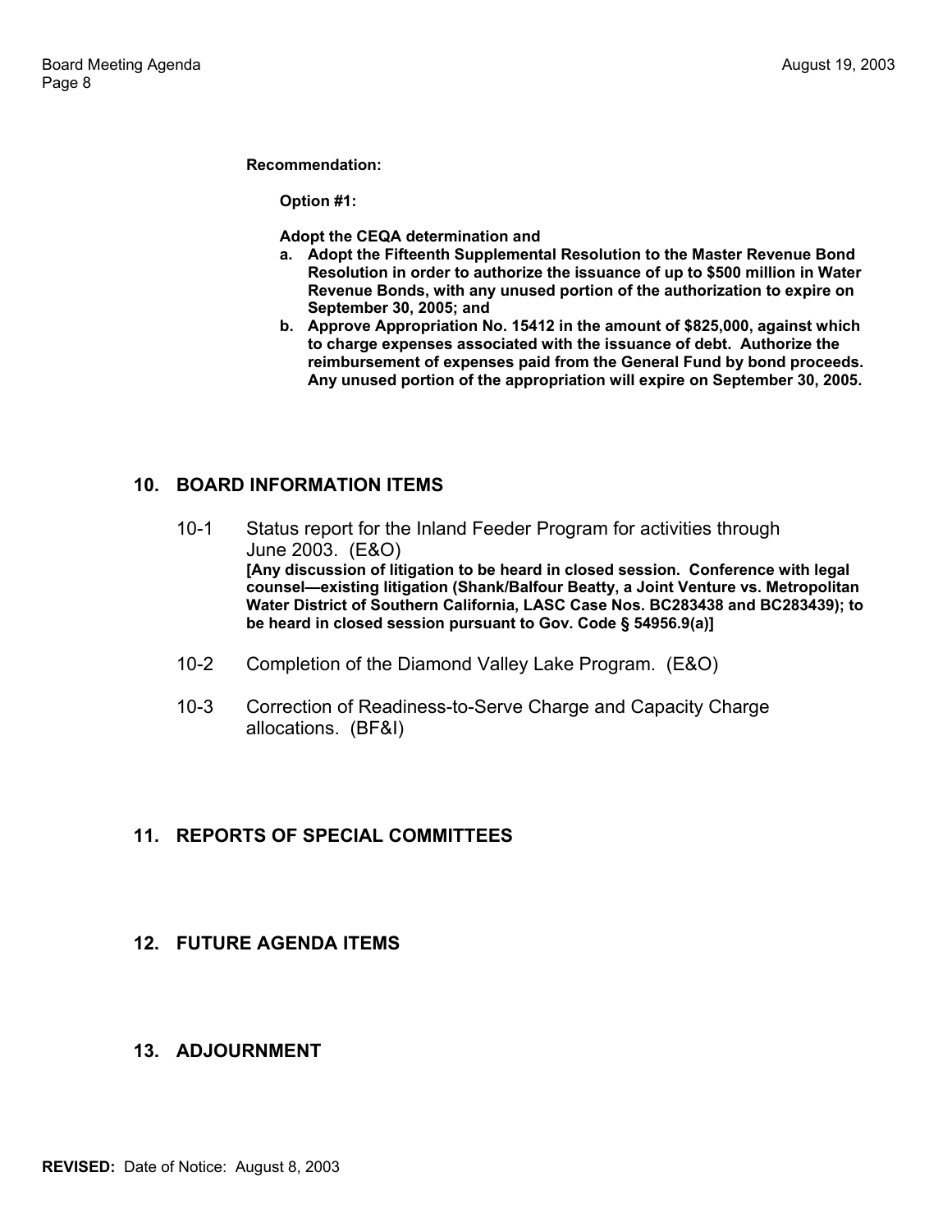**Recommendation:**

**Option #1:**

**Adopt the CEQA determination and**

- **a. Adopt the Fifteenth Supplemental Resolution to the Master Revenue Bond Resolution in order to authorize the issuance of up to $500 million in Water Revenue Bonds, with any unused portion of the authorization to expire on September 30, 2005; and**
- **b. Approve Appropriation No. 15412 in the amount of $825,000, against which to charge expenses associated with the issuance of debt. Authorize the reimbursement of expenses paid from the General Fund by bond proceeds. Any unused portion of the appropriation will expire on September 30, 2005.**

## 10. BOARD INFORMATION ITEMS

10-1 Status report for the Inland Feeder Program for activities through June 2003. (E&O)
**[Any discussion of litigation to be heard in closed session. Conference with legal counsel—existing litigation (Shank/Balfour Beatty, a Joint Venture vs. Metropolitan Water District of Southern California, LASC Case Nos. BC283438 and BC283439); to be heard in closed session pursuant to Gov. Code § 54956.9(a)]**

10-2 Completion of the Diamond Valley Lake Program. (E&O)

10-3 Correction of Readiness-to-Serve Charge and Capacity Charge allocations. (BF&I)

## 11. REPORTS OF SPECIAL COMMITTEES

## 12. FUTURE AGENDA ITEMS

## 13. ADJOURNMENT

**REVISED:** Date of Notice: August 8, 2003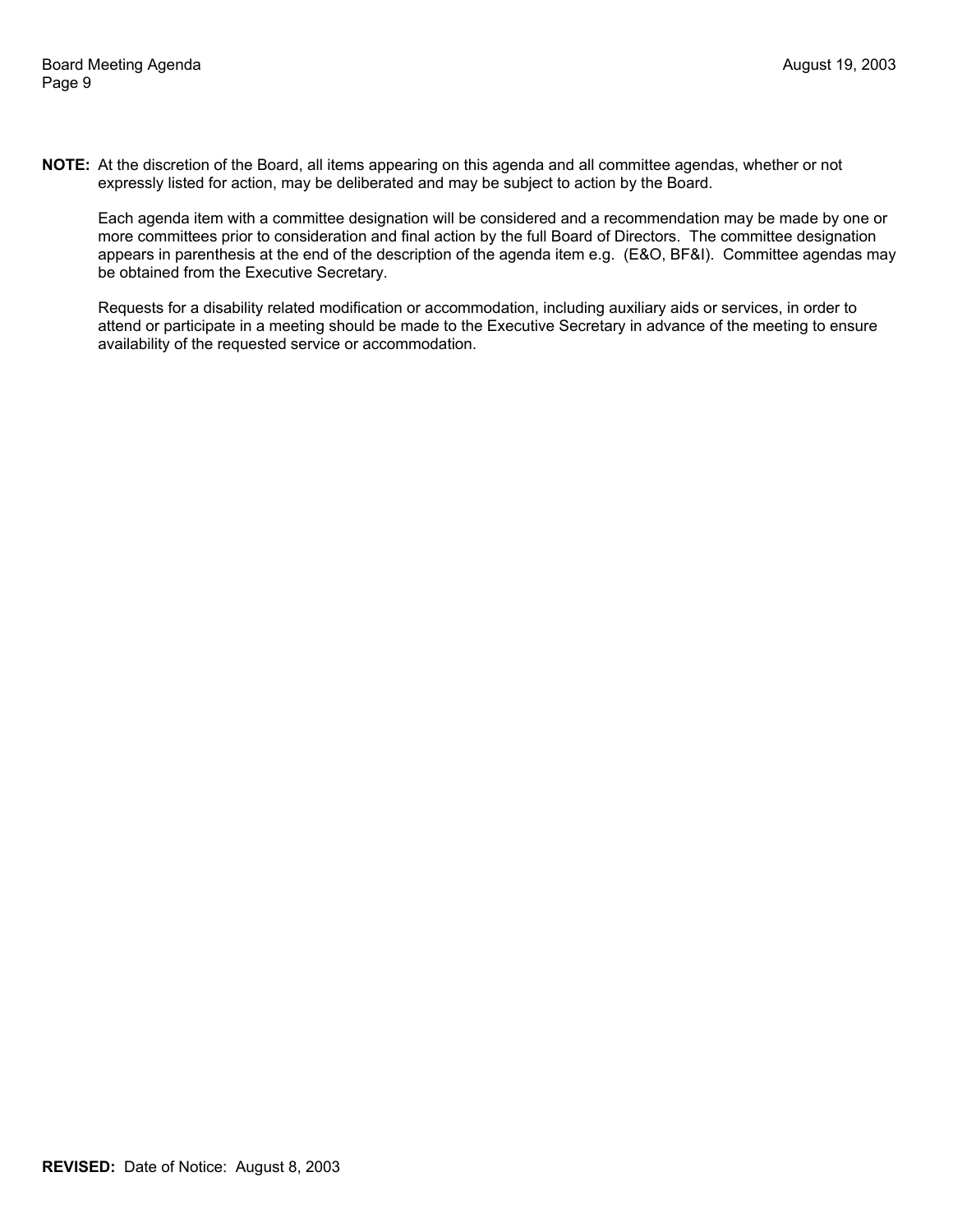**NOTE:** At the discretion of the Board, all items appearing on this agenda and all committee agendas, whether or not expressly listed for action, may be deliberated and may be subject to action by the Board.

Each agenda item with a committee designation will be considered and a recommendation may be made by one or more committees prior to consideration and final action by the full Board of Directors. The committee designation appears in parenthesis at the end of the description of the agenda item e.g. (E&O, BF&I). Committee agendas may be obtained from the Executive Secretary.

Requests for a disability related modification or accommodation, including auxiliary aids or services, in order to attend or participate in a meeting should be made to the Executive Secretary in advance of the meeting to ensure availability of the requested service or accommodation.

**REVISED:** Date of Notice: August 8, 2003